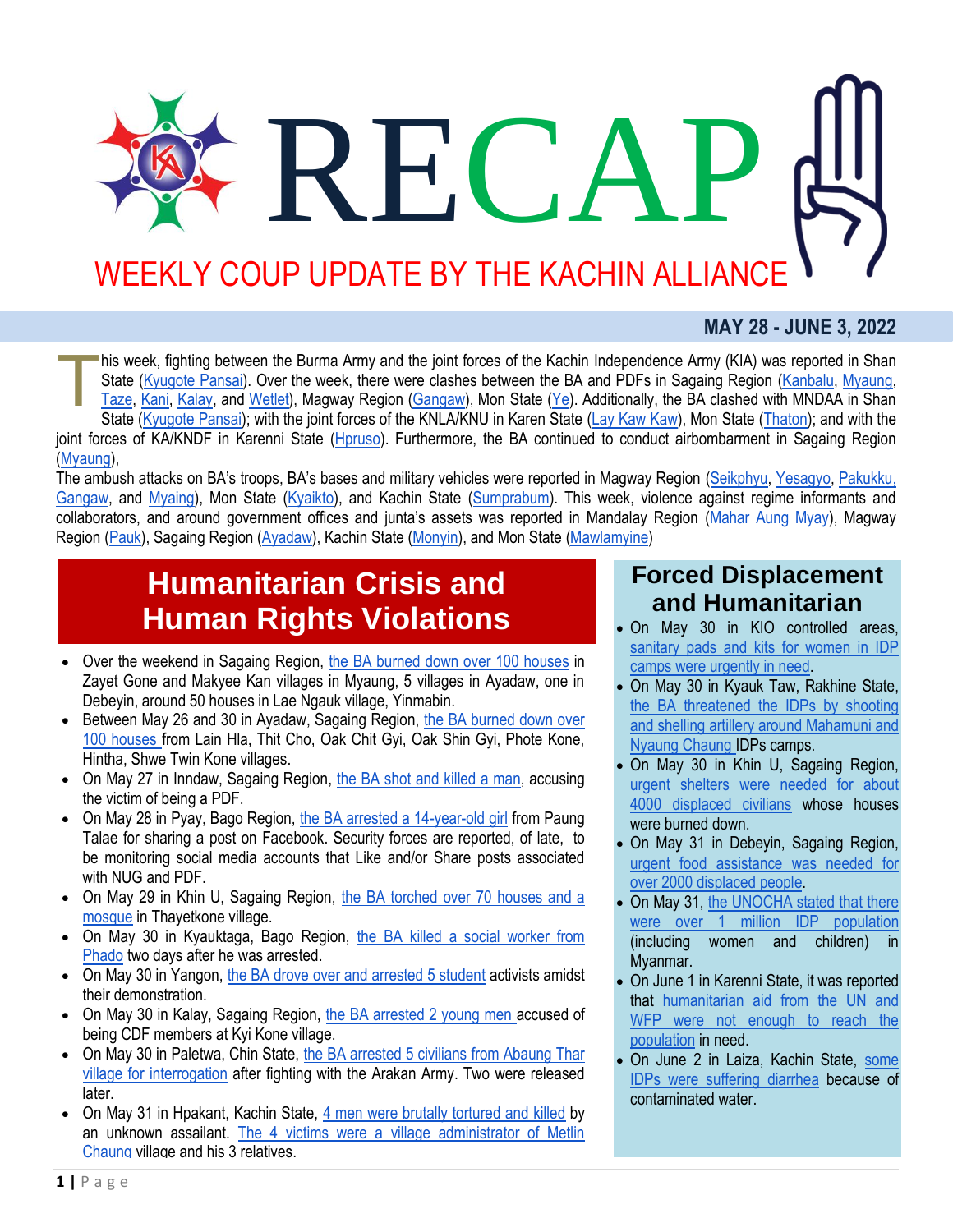# RECAP

## WEEKLY COUP UPDATE BY THE KACHIN ALLIANCE

**MAY 28 - JUNE 3, 2022**

This week, fighting between the Burma Army and the joint forces of the Kachin Independence Army (KIA) was reported in Shan State (Kyugote Pansai). Over the week, there were clashes between the BA and PDFs in Sagaing Region (Kanbalu, Myaung, Taze, Kani, Kalay, and Wetlet), Magway Region (Gangaw), Mon State (Ye). Additionally, the BA clashed with MNDAA in Shan State (Kyugote Pansai); with the joint forces of the KNLA/KNU in Karen State (Lay Kaw Kaw), Mon State (Thaton); and with the joint forces of KA/KNDF in Karenni State (Hpruso). Furthermore, the BA continued to conduct airbombarment in Sagaing Region (Myaung),

The ambush attacks on BA's troops, BA's bases and military vehicles were reported in Magway Region (Seikphyu, Yesagyo, Pakukku, Gangaw, and Myaing), Mon State (Kyaikto), and Kachin State (Sumprabum). This week, violence against regime informants and collaborators, and around government offices and junta's assets was reported in Mandalay Region (Mahar Aung Myay), Magway Region (Pauk), Sagaing Region (Ayadaw), Kachin State (Monyin), and Mon State (Mawlamyine)

## Humanitarian Crisis and Human Rights Violations

- Over the weekend in Sagaing Region, the BA burned down over 100 houses in Zayet Gone and Makyee Kan villages in Myaung, 5 villages in Ayadaw, one in Debeyin, around 50 houses in Lae Ngauk village, Yinmabin.
- Between May 26 and 30 in Ayadaw, Sagaing Region, the BA burned down over 100 houses from Lain Hla, Thit Cho, Oak Chit Gyi, Oak Shin Gyi, Phote Kone, Hintha, Shwe Twin Kone villages.
- On May 27 in Inndaw, Sagaing Region, the BA shot and killed a man, accusing the victim of being a PDF.
- On May 28 in Pyay, Bago Region, the BA arrested a 14-year-old girl from Paung Talae for sharing a post on Facebook. Security forces are reported, of late, to be monitoring social media accounts that Like and/or Share posts associated with NUG and PDF.
- On May 29 in Khin U, Sagaing Region, the BA torched over 70 houses and a mosque in Thayetkone village.
- On May 30 in Kyauktaga, Bago Region, the BA killed a social worker from Phado two days after he was arrested.
- On May 30 in Yangon, the BA drove over and arrested 5 student activists amidst their demonstration.
- On May 30 in Kalay, Sagaing Region, the BA arrested 2 young men accused of being CDF members at Kyi Kone village.
- On May 30 in Paletwa, Chin State, the BA arrested 5 civilians from Abaung Thar village for interrogation after fighting with the Arakan Army. Two were released later.
- On May 31 in Hpakant, Kachin State, 4 men were brutally tortured and killed by an unknown assailant. The 4 victims were a village administrator of Metlin Chaung village and his 3 relatives.

## Forced Displacement and Humanitarian

- On May 30 in KIO controlled areas, sanitary pads and kits for women in IDP camps were urgently in need.
- On May 30 in Kyauk Taw, Rakhine State, the BA threatened the IDPs by shooting and shelling artillery around Mahamuni and Nyaung Chaung IDPs camps.
- On May 30 in Khin U, Sagaing Region, urgent shelters were needed for about 4000 displaced civilians whose houses were burned down.
- On May 31 in Debeyin, Sagaing Region, urgent food assistance was needed for over 2000 displaced people.
- On May 31, the UNOCHA stated that there were over 1 million IDP population (including women and children) in Myanmar.
- On June 1 in Karenni State, it was reported that humanitarian aid from the UN and WFP were not enough to reach the population in need.
- On June 2 in Laiza, Kachin State, some IDPs were suffering diarrhea because of contaminated water.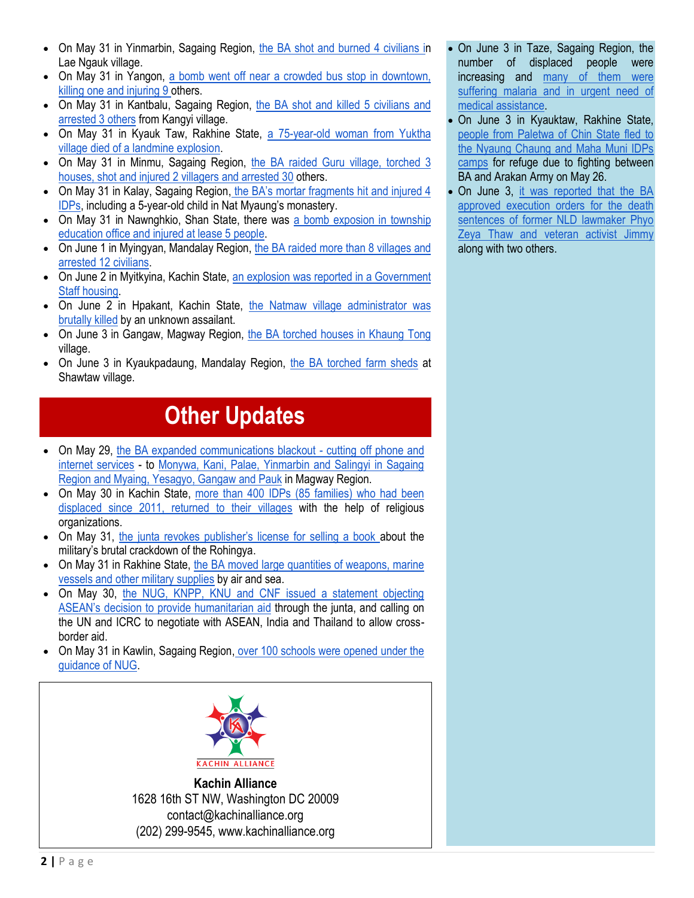- On May 31 in Yinmarbin, Sagaing Region, the BA shot and burned 4 civilians in Lae Ngauk village.
- On May 31 in Yangon, a bomb went off near a crowded bus stop in downtown, killing one and injuring 9 others.
- On May 31 in Kantbalu, Sagaing Region, the BA shot and killed 5 civilians and arrested 3 others from Kangyi village.
- On May 31 in Kyauk Taw, Rakhine State, a 75-year-old woman from Yuktha village died of a landmine explosion.
- On May 31 in Minmu, Sagaing Region, the BA raided Guru village, torched 3 houses, shot and injured 2 villagers and arrested 30 others.
- On May 31 in Kalay, Sagaing Region, the BA's mortar fragments hit and injured 4 IDPs, including a 5-year-old child in Nat Myaung's monastery.
- On May 31 in Nawnghkio, Shan State, there was a bomb exposion in township education office and injured at lease 5 people.
- On June 1 in Myingyan, Mandalay Region, the BA raided more than 8 villages and arrested 12 civilians.
- On June 2 in Myitkyina, Kachin State, an explosion was reported in a Government Staff housing.
- On June 2 in Hpakant, Kachin State, the Natmaw village administrator was brutally killed by an unknown assailant.
- On June 3 in Gangaw, Magway Region, the BA torched houses in Khaung Tong village.
- On June 3 in Kyaukpadaung, Mandalay Region, the BA torched farm sheds at Shawtaw village.
- On June 3 in Taze, Sagaing Region, the number of displaced people were increasing and many of them were suffering malaria and in urgent need of medical assistance.
- On June 3 in Kyauktaw, Rakhine State, people from Paletwa of Chin State fled to the Nyaung Chaung and Maha Muni IDPs camps for refuge due to fighting between BA and Arakan Army on May 26.
- On June 3, it was reported that the BA approved execution orders for the death sentences of former NLD lawmaker Phyo Zeya Thaw and veteran activist Jimmy along with two others.

# Other Updates

- On May 29, the BA expanded communications blackout - cutting off phone and internet services - to Monywa, Kani, Palae, Yinmarbin and Salingyi in Sagaing Region and Myaing, Yesagyo, Gangaw and Pauk in Magway Region.
- On May 30 in Kachin State, more than 400 IDPs (85 families) who had been displaced since 2011, returned to their villages with the help of religious organizations.
- On May 31, the junta revokes publisher's license for selling a book about the military's brutal crackdown of the Rohingya.
- On May 31 in Rakhine State, the BA moved large quantities of weapons, marine vessels and other military supplies by air and sea.
- On May 30, the NUG, KNPP, KNU and CNF issued a statement objecting ASEAN's decision to provide humanitarian aid through the junta, and calling on the UN and ICRC to negotiate with ASEAN, India and Thailand to allow cross-border aid.
- On May 31 in Kawlin, Sagaing Region, over 100 schools were opened under the guidance of NUG.

KACHIN ALLIANCE

**Kachin Alliance**
1628 16th ST NW, Washington DC 20009
contact@kachinalliance.org
(202) 299-9545, www.kachinalliance.org